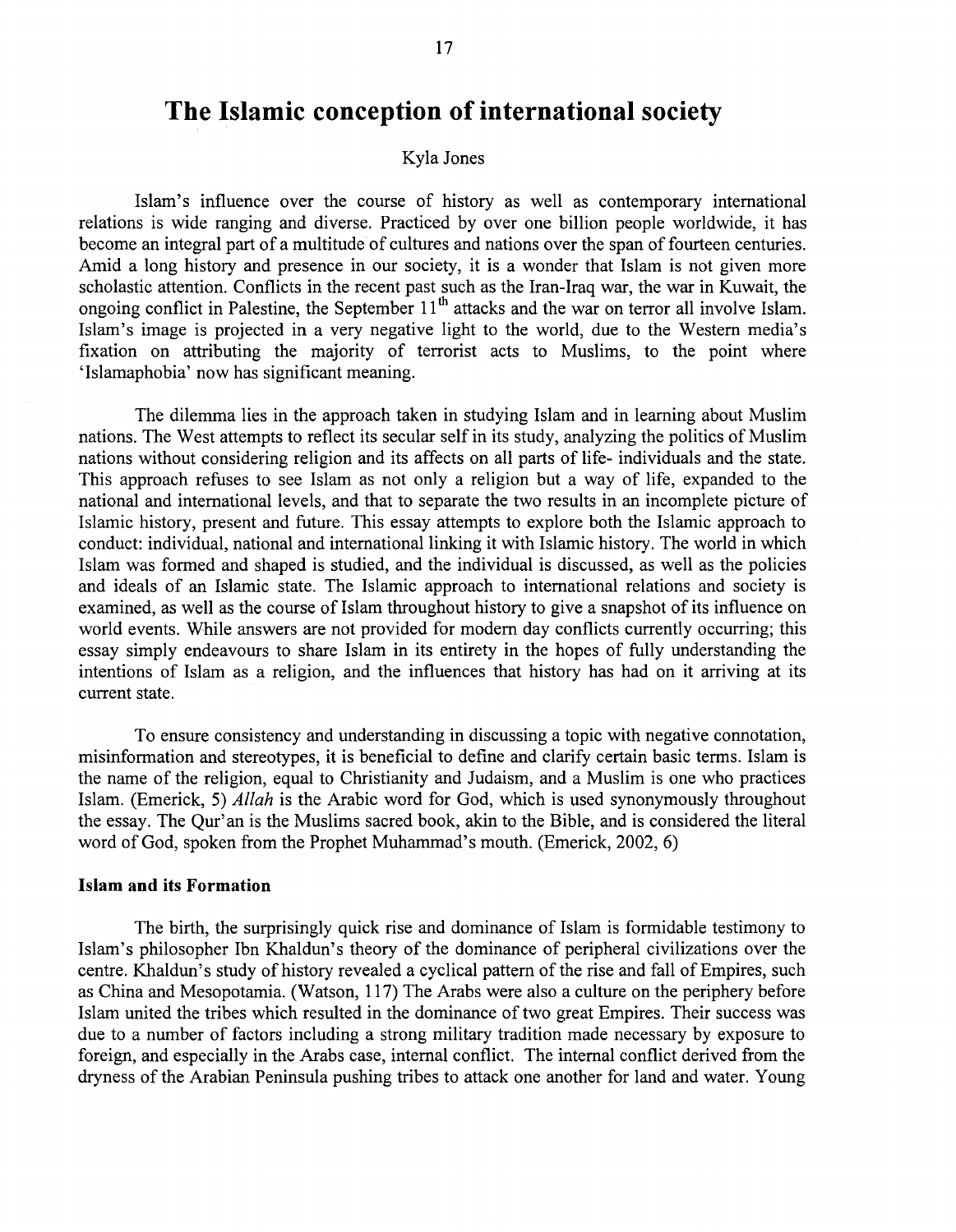# The Islamic conception of international society

Kyla Jones

Islam's influence over the course of history as well as contemporary international relations is wide ranging and diverse. Practiced by over one billion people worldwide, it has become an integral part of a multitude of cultures and nations over the span of fourteen centuries. Amid a long history and presence in our society, it is a wonder that Islam is not given more scholastic attention. Conflicts in the recent past such as the Iran-Iraq war, the war in Kuwait, the ongoing conflict in Palestine, the September 11th attacks and the war on terror all involve Islam. Islam's image is projected in a very negative light to the world, due to the Western media's fixation on attributing the majority of terrorist acts to Muslims, to the point where 'Islamaphobia' now has significant meaning.

The dilemma lies in the approach taken in studying Islam and in learning about Muslim nations. The West attempts to reflect its secular self in its study, analyzing the politics of Muslim nations without considering religion and its affects on all parts of life- individuals and the state. This approach refuses to see Islam as not only a religion but a way of life, expanded to the national and international levels, and that to separate the two results in an incomplete picture of Islamic history, present and future. This essay attempts to explore both the Islamic approach to conduct: individual, national and international linking it with Islamic history. The world in which Islam was formed and shaped is studied, and the individual is discussed, as well as the policies and ideals of an Islamic state. The Islamic approach to international relations and society is examined, as well as the course of Islam throughout history to give a snapshot of its influence on world events. While answers are not provided for modern day conflicts currently occurring; this essay simply endeavours to share Islam in its entirety in the hopes of fully understanding the intentions of Islam as a religion, and the influences that history has had on it arriving at its current state.

To ensure consistency and understanding in discussing a topic with negative connotation, misinformation and stereotypes, it is beneficial to define and clarify certain basic terms. Islam is the name of the religion, equal to Christianity and Judaism, and a Muslim is one who practices Islam. (Emerick, 5) *Allah* is the Arabic word for God, which is used synonymously throughout the essay. The Qur'an is the Muslims sacred book, akin to the Bible, and is considered the literal word of God, spoken from the Prophet Muhammad's mouth. (Emerick, 2002, 6)

### Islam and its Formation

The birth, the surprisingly quick rise and dominance of Islam is formidable testimony to Islam's philosopher Ibn Khaldun's theory of the dominance of peripheral civilizations over the centre. Khaldun's study of history revealed a cyclical pattern of the rise and fall of Empires, such as China and Mesopotamia. (Watson, 117) The Arabs were also a culture on the periphery before Islam united the tribes which resulted in the dominance of two great Empires. Their success was due to a number of factors including a strong military tradition made necessary by exposure to foreign, and especially in the Arabs case, internal conflict. The internal conflict derived from the dryness of the Arabian Peninsula pushing tribes to attack one another for land and water. Young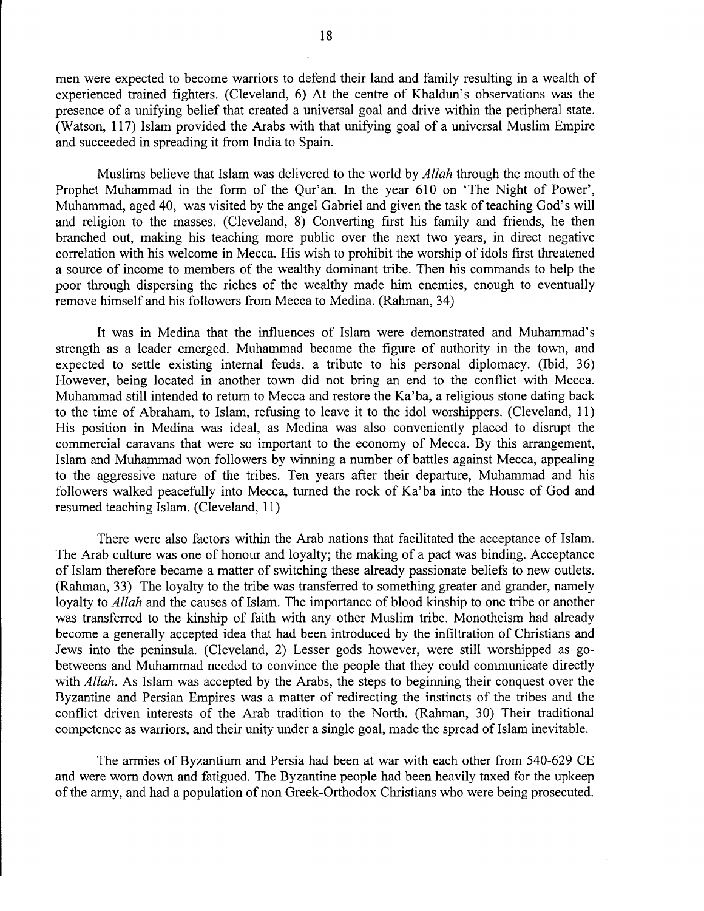men were expected to become warriors to defend their land and family resulting in a wealth of experienced trained fighters. (Cleveland, 6) At the centre of Khaldun's observations was the presence of a unifying belief that created a universal goal and drive within the peripheral state. (Watson, 117) Islam provided the Arabs with that unifying goal of a universal Muslim Empire and succeeded in spreading it from India to Spain.

Muslims believe that Islam was delivered to the world by *Allah* through the mouth of the Prophet Muhammad in the form of the Qur'an. In the year 610 on 'The Night of Power', Muhammad, aged 40, was visited by the angel Gabriel and given the task of teaching God's will and religion to the masses. (Cleveland, 8) Converting first his family and friends, he then branched out, making his teaching more public over the next two years, in direct negative correlation with his welcome in Mecca. His wish to prohibit the worship of idols first threatened a source of income to members of the wealthy dominant tribe. Then his commands to help the poor through dispersing the riches of the wealthy made him enemies, enough to eventually remove himself and his followers from Mecca to Medina. (Rahman, 34)

It was in Medina that the influences of Islam were demonstrated and Muhammad's strength as a leader emerged. Muhammad became the figure of authority in the town, and expected to settle existing internal feuds, a tribute to his personal diplomacy. (Ibid, 36) However, being located in another town did not bring an end to the conflict with Mecca. Muhammad still intended to return to Mecca and restore the Ka'ba, a religious stone dating back to the time of Abraham, to Islam, refusing to leave it to the idol worshippers. (Cleveland, 11) His position in Medina was ideal, as Medina was also conveniently placed to disrupt the commercial caravans that were so important to the economy of Mecca. By this arrangement, Islam and Muhammad won followers by winning a number of battles against Mecca, appealing to the aggressive nature of the tribes. Ten years after their departure, Muhammad and his followers walked peacefully into Mecca, turned the rock of Ka'ba into the House of God and resumed teaching Islam. (Cleveland, 11)

There were also factors within the Arab nations that facilitated the acceptance of Islam. The Arab culture was one of honour and loyalty; the making of a pact was binding. Acceptance of Islam therefore became a matter of switching these already passionate beliefs to new outlets. (Rahman, 33) The loyalty to the tribe was transferred to something greater and grander, namely loyalty to *Allah* and the causes of Islam. The importance of blood kinship to one tribe or another was transferred to the kinship of faith with any other Muslim tribe. Monotheism had already become a generally accepted idea that had been introduced by the infiltration of Christians and Jews into the peninsula. (Cleveland, 2) Lesser gods however, were still worshipped as go-betweens and Muhammad needed to convince the people that they could communicate directly with *Allah*. As Islam was accepted by the Arabs, the steps to beginning their conquest over the Byzantine and Persian Empires was a matter of redirecting the instincts of the tribes and the conflict driven interests of the Arab tradition to the North. (Rahman, 30) Their traditional competence as warriors, and their unity under a single goal, made the spread of Islam inevitable.

The armies of Byzantium and Persia had been at war with each other from 540-629 CE and were worn down and fatigued. The Byzantine people had been heavily taxed for the upkeep of the army, and had a population of non Greek-Orthodox Christians who were being prosecuted.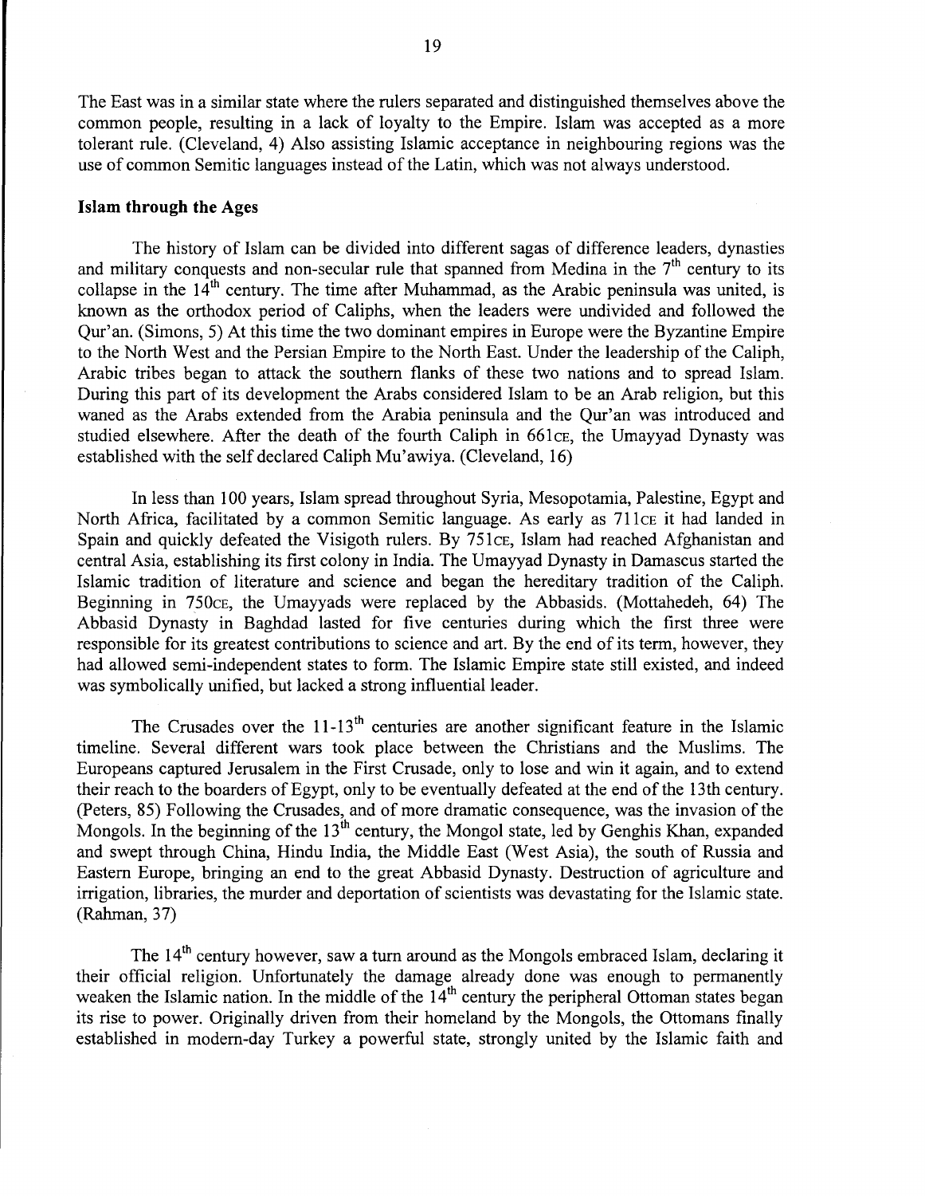The East was in a similar state where the rulers separated and distinguished themselves above the common people, resulting in a lack of loyalty to the Empire. Islam was accepted as a more tolerant rule. (Cleveland, 4) Also assisting Islamic acceptance in neighbouring regions was the use of common Semitic languages instead of the Latin, which was not always understood.

## Islam through the Ages

The history of Islam can be divided into different sagas of difference leaders, dynasties and military conquests and non-secular rule that spanned from Medina in the 7th century to its collapse in the 14th century. The time after Muhammad, as the Arabic peninsula was united, is known as the orthodox period of Caliphs, when the leaders were undivided and followed the Qur'an. (Simons, 5) At this time the two dominant empires in Europe were the Byzantine Empire to the North West and the Persian Empire to the North East. Under the leadership of the Caliph, Arabic tribes began to attack the southern flanks of these two nations and to spread Islam. During this part of its development the Arabs considered Islam to be an Arab religion, but this waned as the Arabs extended from the Arabia peninsula and the Qur'an was introduced and studied elsewhere. After the death of the fourth Caliph in 661CE, the Umayyad Dynasty was established with the self declared Caliph Mu'awiya. (Cleveland, 16)

In less than 100 years, Islam spread throughout Syria, Mesopotamia, Palestine, Egypt and North Africa, facilitated by a common Semitic language. As early as 711CE it had landed in Spain and quickly defeated the Visigoth rulers. By 751CE, Islam had reached Afghanistan and central Asia, establishing its first colony in India. The Umayyad Dynasty in Damascus started the Islamic tradition of literature and science and began the hereditary tradition of the Caliph. Beginning in 750CE, the Umayyads were replaced by the Abbasids. (Mottahedeh, 64) The Abbasid Dynasty in Baghdad lasted for five centuries during which the first three were responsible for its greatest contributions to science and art. By the end of its term, however, they had allowed semi-independent states to form. The Islamic Empire state still existed, and indeed was symbolically unified, but lacked a strong influential leader.

The Crusades over the 11-13th centuries are another significant feature in the Islamic timeline. Several different wars took place between the Christians and the Muslims. The Europeans captured Jerusalem in the First Crusade, only to lose and win it again, and to extend their reach to the boarders of Egypt, only to be eventually defeated at the end of the 13th century. (Peters, 85) Following the beginning of the Crusades, and of more dramatic consequence, was the invasion of the Mongols. In the beginning of the 13th century, the Mongol state, led by Genghis Khan, expanded and swept through China, Hindu India, the Middle East (West Asia), the south of Russia and Eastern Europe, bringing an end to the great Abbasid Dynasty. Destruction of agriculture and irrigation, libraries, the murder and deportation of scientists was devastating for the Islamic state. (Rahman, 37)

The 14th century however, saw a turn around as the Mongols embraced Islam, declaring it their official religion. Unfortunately the damage already done was enough to permanently weaken the Islamic nation. In the middle of the 14th century the peripheral Ottoman states began its rise to power. Originally driven from their homeland by the Mongols, the Ottomans finally established in modern-day Turkey a powerful state, strongly united by the Islamic faith and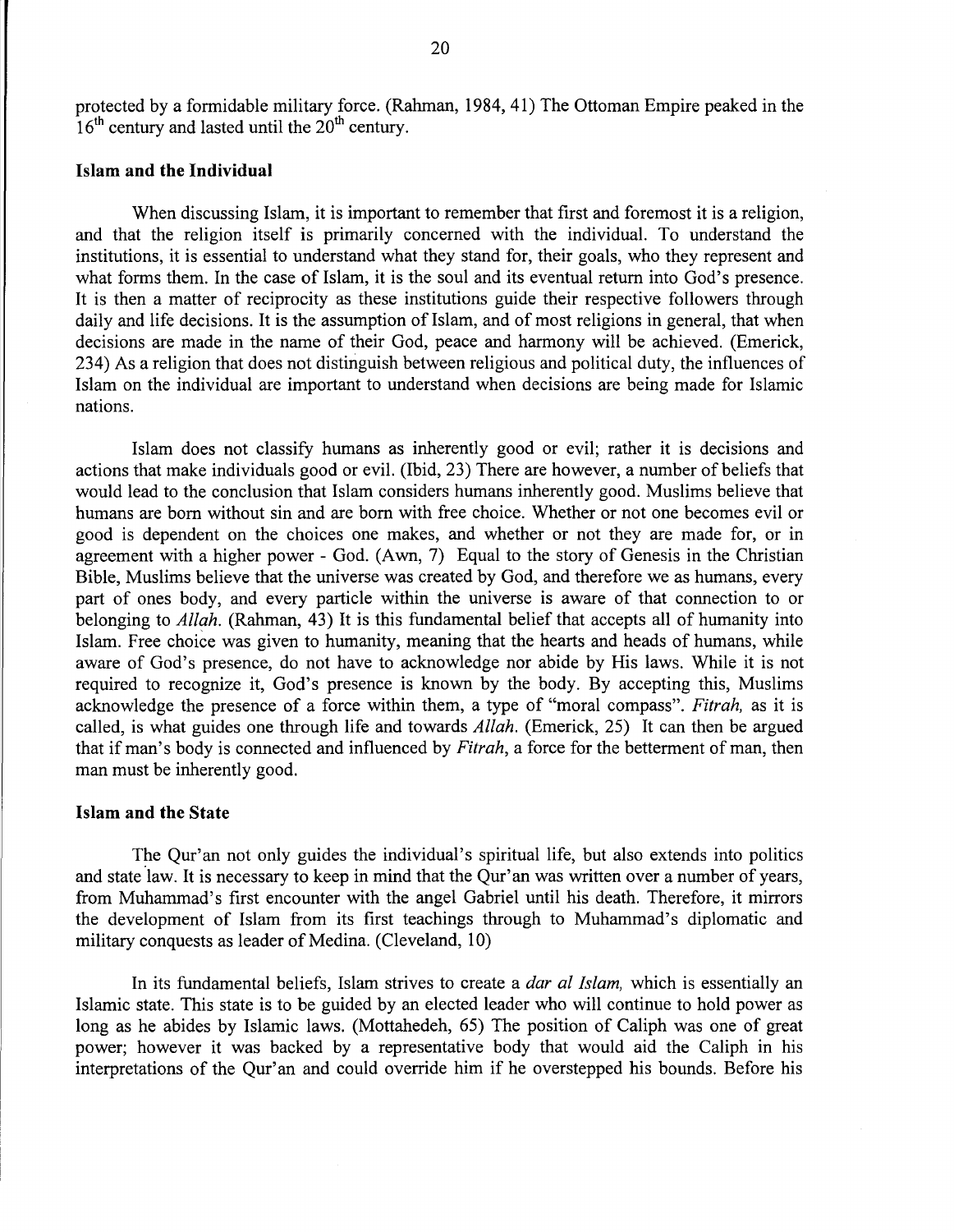protected by a formidable military force. (Rahman, 1984, 41) The Ottoman Empire peaked in the 16th century and lasted until the 20th century.

## Islam and the Individual

When discussing Islam, it is important to remember that first and foremost it is a religion, and that the religion itself is primarily concerned with the individual. To understand the institutions, it is essential to understand what they stand for, their goals, who they represent and what forms them. In the case of Islam, it is the soul and its eventual return into God's presence. It is then a matter of reciprocity as these institutions guide their respective followers through daily and life decisions. It is the assumption of Islam, and of most religions in general, that when decisions are made in the name of their God, peace and harmony will be achieved. (Emerick, 234) As a religion that does not distinguish between religious and political duty, the influences of Islam on the individual are important to understand when decisions are being made for Islamic nations.

Islam does not classify humans as inherently good or evil; rather it is decisions and actions that make individuals good or evil. (Ibid, 23) There are however, a number of beliefs that would lead to the conclusion that Islam considers humans inherently good. Muslims believe that humans are born without sin and are born with free choice. Whether or not one becomes evil or good is dependent on the choices one makes, and whether or not they are made for, or in agreement with a higher power - God. (Awn, 7) Equal to the story of Genesis in the Christian Bible, Muslims believe that the universe was created by God, and therefore we as humans, every part of ones body, and every particle within the universe is aware of that connection to or belonging to *Allah*. (Rahman, 43) It is this fundamental belief that accepts all of humanity into Islam. Free choice was given to humanity, meaning that the hearts and heads of humans, while aware of God's presence, do not have to acknowledge nor abide by His laws. While it is not required to recognize it, God's presence is known by the body. By accepting this, Muslims acknowledge the presence of a force within them, a type of "moral compass". *Fitrah,* as it is called, is what guides one through life and towards *Allah*. (Emerick, 25) It can then be argued that if man's body is connected and influenced by *Fitrah*, a force for the betterment of man, then man must be inherently good.

## Islam and the State

The Qur'an not only guides the individual's spiritual life, but also extends into politics and state law. It is necessary to keep in mind that the Qur'an was written over a number of years, from Muhammad's first encounter with the angel Gabriel until his death. Therefore, it mirrors the development of Islam from its first teachings through to Muhammad's diplomatic and military conquests as leader of Medina. (Cleveland, 10)

In its fundamental beliefs, Islam strives to create a *dar al Islam,* which is essentially an Islamic state. This state is to be guided by an elected leader who will continue to hold power as long as he abides by Islamic laws. (Mottahedeh, 65) The position of Caliph was one of great power; however it was backed by a representative body that would aid the Caliph in his interpretations of the Qur'an and could override him if he overstepped his bounds. Before his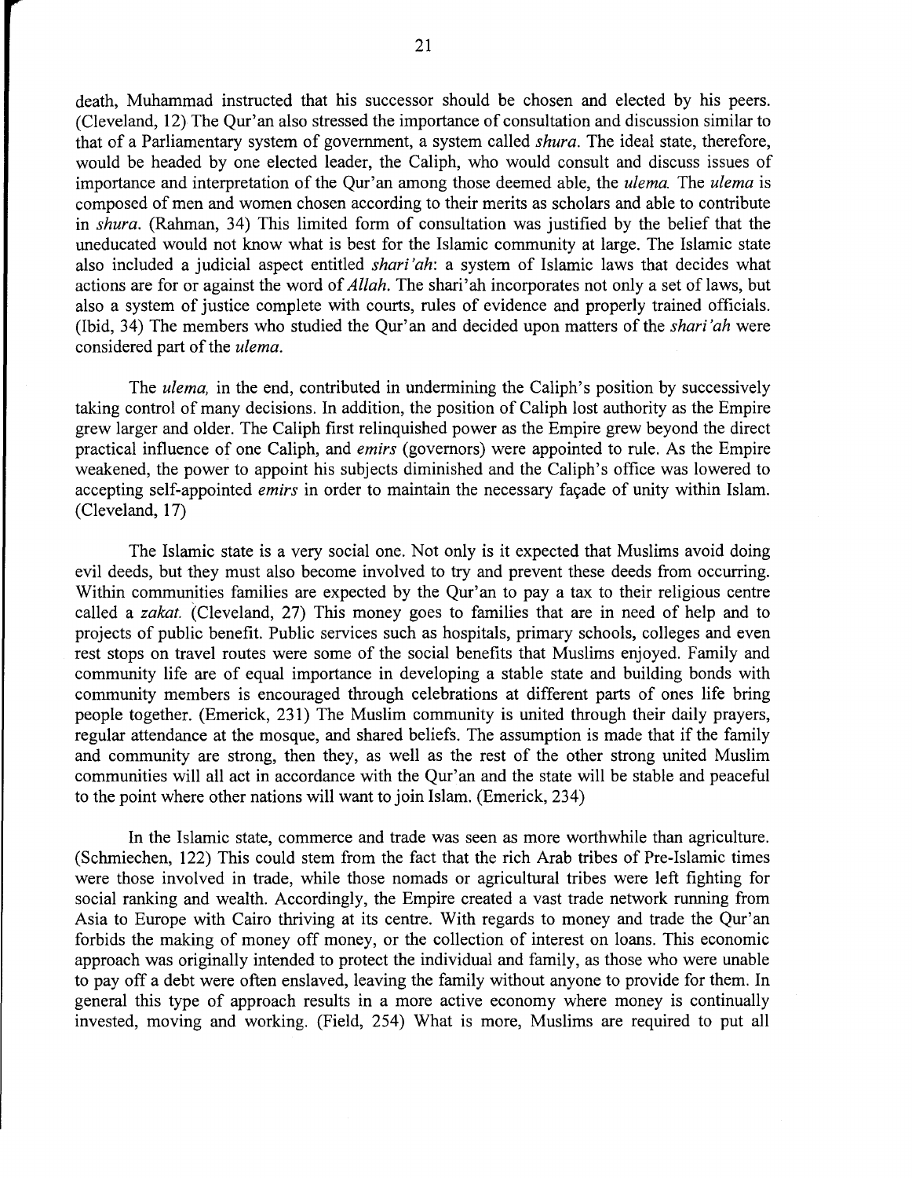death, Muhammad instructed that his successor should be chosen and elected by his peers. (Cleveland, 12) The Qur'an also stressed the importance of consultation and discussion similar to that of a Parliamentary system of government, a system called *shura*. The ideal state, therefore, would be headed by one elected leader, the Caliph, who would consult and discuss issues of importance and interpretation of the Qur'an among those deemed able, the *ulema.* The *ulema* is composed of men and women chosen according to their merits as scholars and able to contribute in *shura*. (Rahman, 34) This limited form of consultation was justified by the belief that the uneducated would not know what is best for the Islamic community at large. The Islamic state also included a judicial aspect entitled *shari'ah*: a system of Islamic laws that decides what actions are for or against the word of *Allah*. The shari'ah incorporates not only a set of laws, but also a system of justice complete with courts, rules of evidence and properly trained officials. (Ibid, 34) The members who studied the Qur'an and decided upon matters of the *shari'ah* were considered part of the *ulema*.

The *ulema,* in the end, contributed in undermining the Caliph's position by successively taking control of many decisions. In addition, the position of Caliph lost authority as the Empire grew larger and older. The Caliph first relinquished power as the Empire grew beyond the direct practical influence of one Caliph, and *emirs* (governors) were appointed to rule. As the Empire weakened, the power to appoint his subjects diminished and the Caliph's office was lowered to accepting self-appointed *emirs* in order to maintain the necessary façade of unity within Islam. (Cleveland, 17)

The Islamic state is a very social one. Not only is it expected that Muslims avoid doing evil deeds, but they must also become involved to try and prevent these deeds from occurring. Within communities families are expected by the Qur'an to pay a tax to their religious centre called a *zakat.* (Cleveland, 27) This money goes to families that are in need of help and to projects of public benefit. Public services such as hospitals, primary schools, colleges and even rest stops on travel routes were some of the social benefits that Muslims enjoyed. Family and community life are of equal importance in developing a stable state and building bonds with community members is encouraged through celebrations at different parts of ones life bring people together. (Emerick, 231) The Muslim community is united through their daily prayers, regular attendance at the mosque, and shared beliefs. The assumption is made that if the family and community are strong, then they, as well as the rest of the other strong united Muslim communities will all act in accordance with the Qur'an and the state will be stable and peaceful to the point where other nations will want to join Islam. (Emerick, 234)

In the Islamic state, commerce and trade was seen as more worthwhile than agriculture. (Schmiechen, 122) This could stem from the fact that the rich Arab tribes of Pre-Islamic times were those involved in trade, while those nomads or agricultural tribes were left fighting for social ranking and wealth. Accordingly, the Empire created a vast trade network running from Asia to Europe with Cairo thriving at its centre. With regards to money and trade the Qur'an forbids the making of money off money, or the collection of interest on loans. This economic approach was originally intended to protect the individual and family, as those who were unable to pay off a debt were often enslaved, leaving the family without anyone to provide for them. In general this type of approach results in a more active economy where money is continually invested, moving and working. (Field, 254) What is more, Muslims are required to put all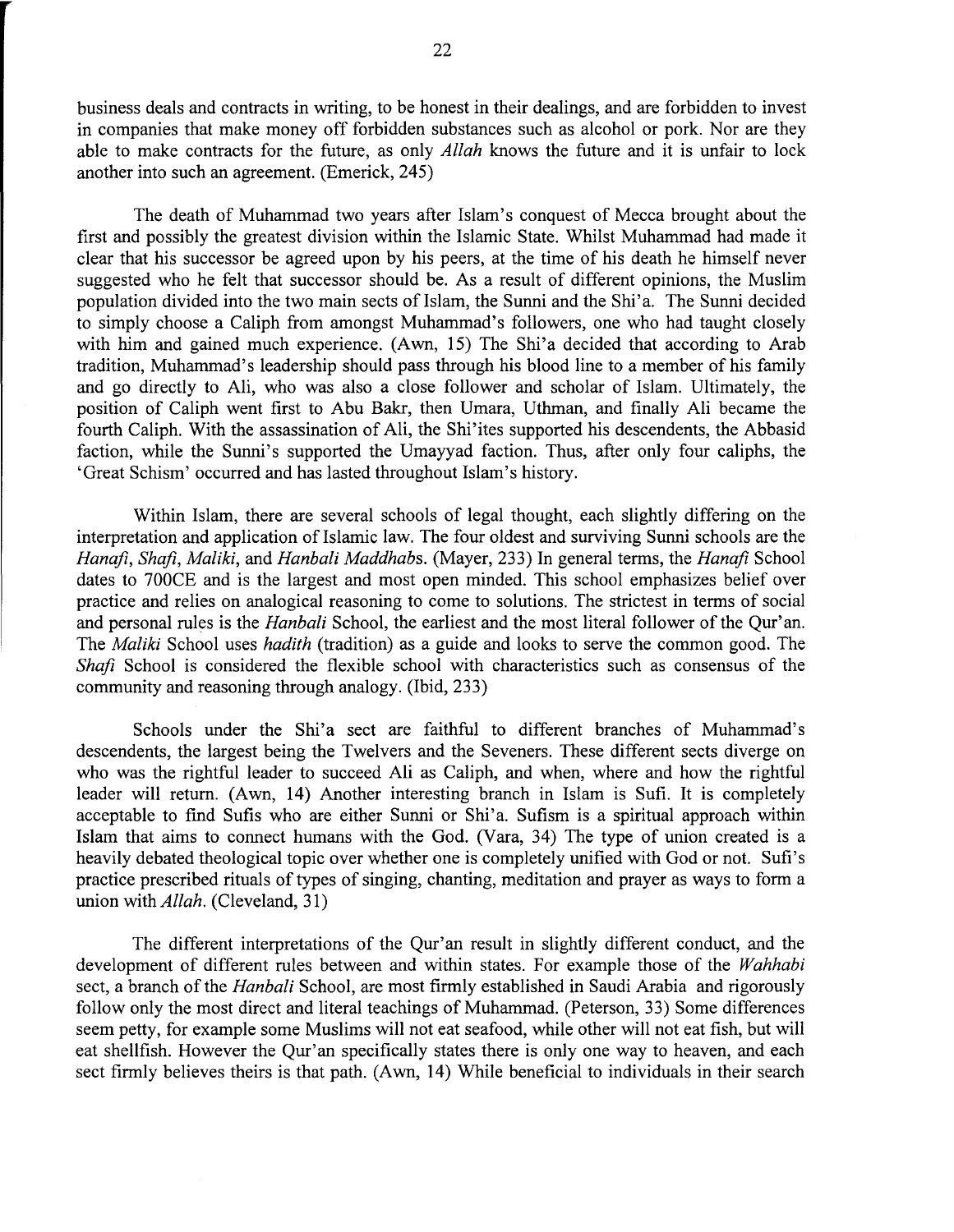business deals and contracts in writing, to be honest in their dealings, and are forbidden to invest in companies that make money off forbidden substances such as alcohol or pork. Nor are they able to make contracts for the future, as only *Allah* knows the future and it is unfair to lock another into such an agreement. (Emerick, 245)

The death of Muhammad two years after Islam's conquest of Mecca brought about the first and possibly the greatest division within the Islamic State. Whilst Muhammad had made it clear that his successor be agreed upon by his peers, at the time of his death he himself never suggested who he felt that successor should be. As a result of different opinions, the Muslim population divided into the two main sects of Islam, the Sunni and the Shi'a. The Sunni decided to simply choose a Caliph from amongst Muhammad's followers, one who had taught closely with him and gained much experience. (Awn, 15) The Shi'a decided that according to Arab tradition, Muhammad's leadership should pass through his blood line to a member of his family and go directly to Ali, who was also a close follower and scholar of Islam. Ultimately, the position of Caliph went first to Abu Bakr, then Umara, Uthman, and finally Ali became the fourth Caliph. With the assassination of Ali, the Shi'ites supported his descendents, the Abbasid faction, while the Sunni's supported the Umayyad faction. Thus, after only four caliphs, the 'Great Schism' occurred and has lasted throughout Islam's history.

Within Islam, there are several schools of legal thought, each slightly differing on the interpretation and application of Islamic law. The four oldest and surviving Sunni schools are the *Hanafi*, *Shafi*, *Maliki*, and *Hanbali Maddhabs*. (Mayer, 233) In general terms, the *Hanafi* School dates to 700CE and is the largest and most open minded. This school emphasizes belief over practice and relies on analogical reasoning to come to solutions. The strictest in terms of social and personal rules is the *Hanbali* School, the earliest and the most literal follower of the Qur'an. The *Maliki* School uses *hadith* (tradition) as a guide and looks to serve the common good. The *Shafi* School is considered the flexible school with characteristics such as consensus of the community and reasoning through analogy. (Ibid, 233)

Schools under the Shi'a sect are faithful to different branches of Muhammad's descendents, the largest being the Twelvers and the Seveners. These different sects diverge on who was the rightful leader to succeed Ali as Caliph, and when, where and how the rightful leader will return. (Awn, 14) Another interesting branch in Islam is Sufi. It is completely acceptable to find Sufis who are either Sunni or Shi'a. Sufism is a spiritual approach within Islam that aims to connect humans with the God. (Vara, 34) The type of union created is a heavily debated theological topic over whether one is completely unified with God or not. Sufi's practice prescribed rituals of types of singing, chanting, meditation and prayer as ways to form a union with *Allah*. (Cleveland, 31)

The different interpretations of the Qur'an result in slightly different conduct, and the development of different rules between and within states. For example those of the *Wahhabi* sect, a branch of the *Hanbali* School, are most firmly established in Saudi Arabia and rigorously follow only the most direct and literal teachings of Muhammad. (Peterson, 33) Some differences seem petty, for example some Muslims will not eat seafood, while other will not eat fish, but will eat shellfish. However the Qur'an specifically states there is only one way to heaven, and each sect firmly believes theirs is that path. (Awn, 14) While beneficial to individuals in their search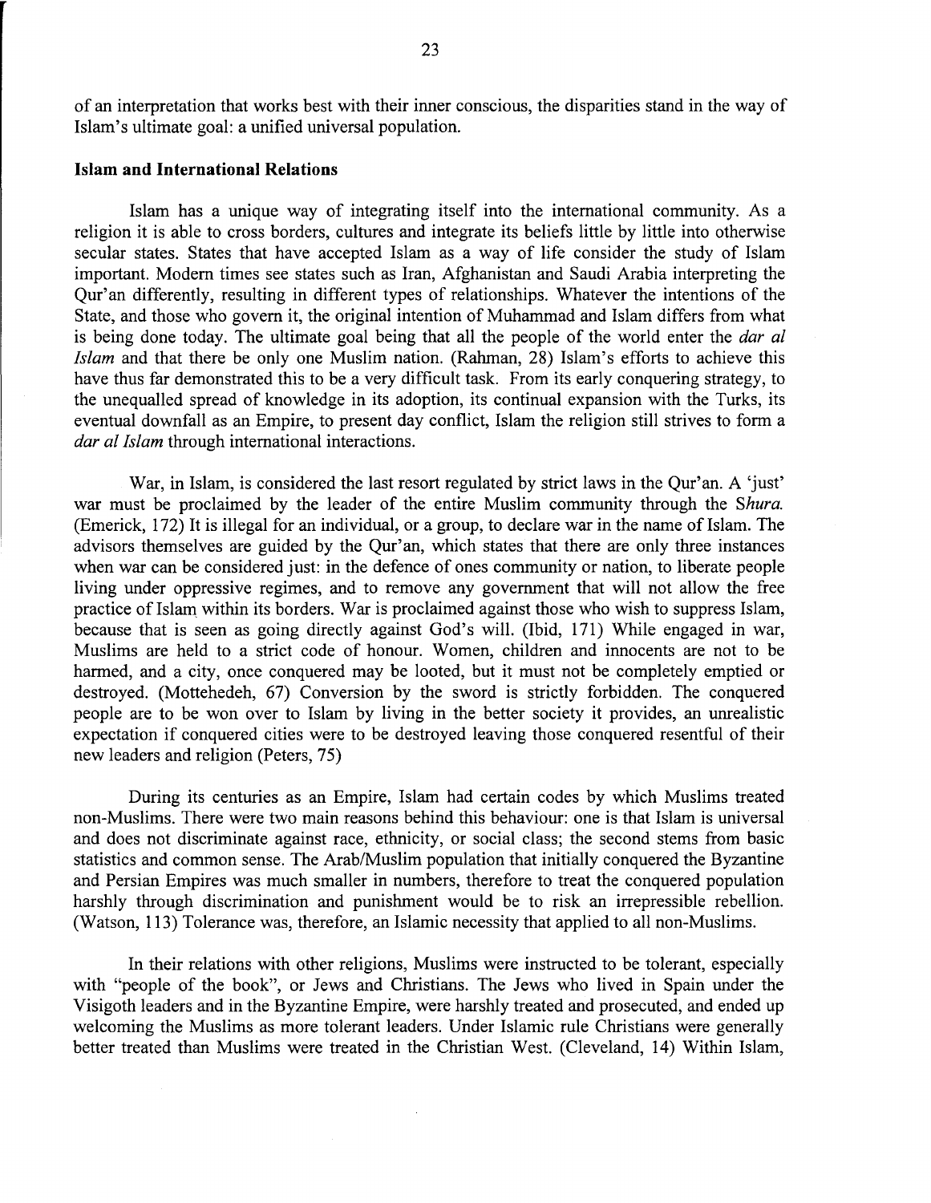of an interpretation that works best with their inner conscious, the disparities stand in the way of Islam's ultimate goal: a unified universal population.

**Islam and International Relations**

Islam has a unique way of integrating itself into the international community. As a religion it is able to cross borders, cultures and integrate its beliefs little by little into otherwise secular states. States that have accepted Islam as a way of life consider the study of Islam important. Modern times see states such as Iran, Afghanistan and Saudi Arabia interpreting the Qur'an differently, resulting in different types of relationships. Whatever the intentions of the State, and those who govern it, the original intention of Muhammad and Islam differs from what is being done today. The ultimate goal being that all the people of the world enter the *dar al Islam* and that there be only one Muslim nation. (Rahman, 28) Islam's efforts to achieve this have thus far demonstrated this to be a very difficult task. From its early conquering strategy, to the unequalled spread of knowledge in its adoption, its continual expansion with the Turks, its eventual downfall as an Empire, to present day conflict, Islam the religion still strives to form a *dar al Islam* through international interactions.

War, in Islam, is considered the last resort regulated by strict laws in the Qur'an. A 'just' war must be proclaimed by the leader of the entire Muslim community through the *Shura.* (Emerick, 172) It is illegal for an individual, or a group, to declare war in the name of Islam. The advisors themselves are guided by the Qur'an, which states that there are only three instances when war can be considered just: in the defence of ones community or nation, to liberate people living under oppressive regimes, and to remove any government that will not allow the free practice of Islam within its borders. War is proclaimed against those who wish to suppress Islam, because that is seen as going directly against God's will. (Ibid, 171) While engaged in war, Muslims are held to a strict code of honour. Women, children and innocents are not to be harmed, and a city, once conquered may be looted, but it must not be completely emptied or destroyed. (Mottehedeh, 67) Conversion by the sword is strictly forbidden. The conquered people are to be won over to Islam by living in the better society it provides, an unrealistic expectation if conquered cities were to be destroyed leaving those conquered resentful of their new leaders and religion (Peters, 75)

During its centuries as an Empire, Islam had certain codes by which Muslims treated non-Muslims. There were two main reasons behind this behaviour: one is that Islam is universal and does not discriminate against race, ethnicity, or social class; the second stems from basic statistics and common sense. The Arab/Muslim population that initially conquered the Byzantine and Persian Empires was much smaller in numbers, therefore to treat the conquered population harshly through discrimination and punishment would be to risk an irrepressible rebellion. (Watson, 113) Tolerance was, therefore, an Islamic necessity that applied to all non-Muslims.

In their relations with other religions, Muslims were instructed to be tolerant, especially with "people of the book", or Jews and Christians. The Jews who lived in Spain under the Visigoth leaders and in the Byzantine Empire, were harshly treated and prosecuted, and ended up welcoming the Muslims as more tolerant leaders. Under Islamic rule Christians were generally better treated than Muslims were treated in the Christian West. (Cleveland, 14) Within Islam,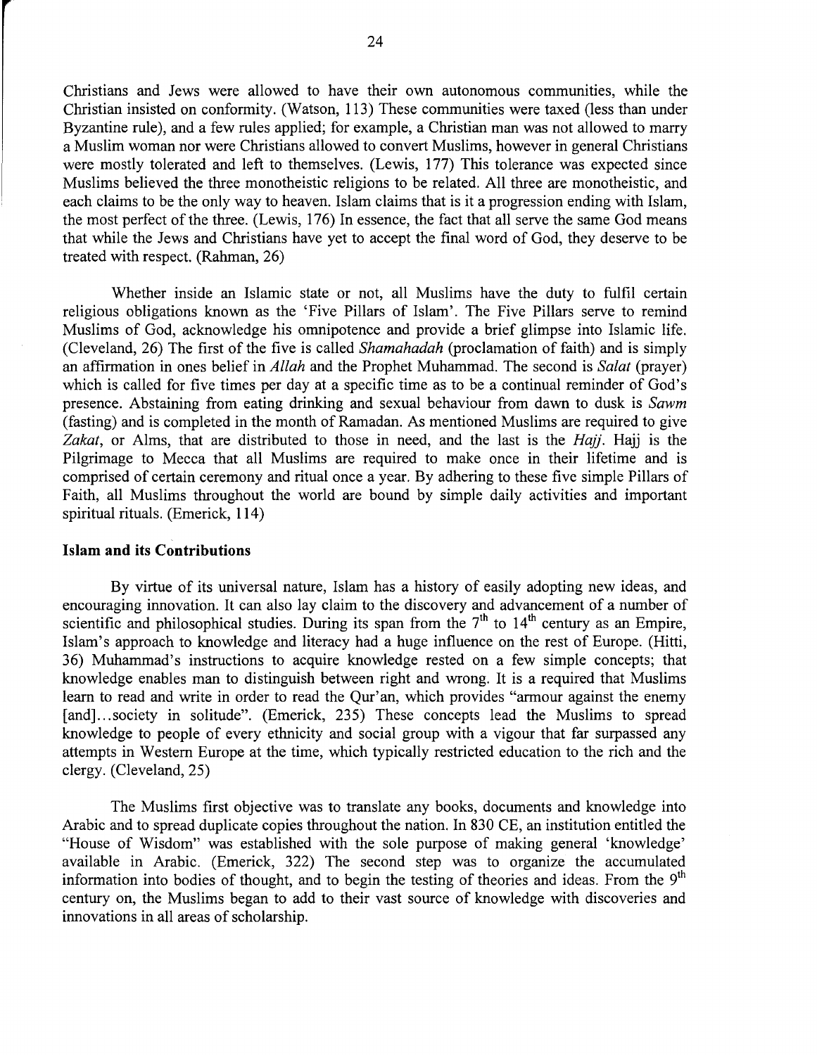Christians and Jews were allowed to have their own autonomous communities, while the Christian insisted on conformity. (Watson, 113) These communities were taxed (less than under Byzantine rule), and a few rules applied; for example, a Christian man was not allowed to marry a Muslim woman nor were Christians allowed to convert Muslims, however in general Christians were mostly tolerated and left to themselves. (Lewis, 177) This tolerance was expected since Muslims believed the three monotheistic religions to be related. All three are monotheistic, and each claims to be the only way to heaven. Islam claims that is it a progression ending with Islam, the most perfect of the three. (Lewis, 176) In essence, the fact that all serve the same God means that while the Jews and Christians have yet to accept the final word of God, they deserve to be treated with respect. (Rahman, 26)

Whether inside an Islamic state or not, all Muslims have the duty to fulfil certain religious obligations known as the 'Five Pillars of Islam'. The Five Pillars serve to remind Muslims of God, acknowledge his omnipotence and provide a brief glimpse into Islamic life. (Cleveland, 26) The first of the five is called *Shamahadah* (proclamation of faith) and is simply an affirmation in ones belief in *Allah* and the Prophet Muhammad. The second is *Salat* (prayer) which is called for five times per day at a specific time as to be a continual reminder of God's presence. Abstaining from eating drinking and sexual behaviour from dawn to dusk is *Sawm* (fasting) and is completed in the month of Ramadan. As mentioned Muslims are required to give *Zakat*, or Alms, that are distributed to those in need, and the last is the *Hajj*. Hajj is the Pilgrimage to Mecca that all Muslims are required to make once in their lifetime and is comprised of certain ceremony and ritual once a year. By adhering to these five simple Pillars of Faith, all Muslims throughout the world are bound by simple daily activities and important spiritual rituals. (Emerick, 114)

### Islam and its Contributions

By virtue of its universal nature, Islam has a history of easily adopting new ideas, and encouraging innovation. It can also lay claim to the discovery and advancement of a number of scientific and philosophical studies. During its span from the 7th to 14th century as an Empire, Islam's approach to knowledge and literacy had a huge influence on the rest of Europe. (Hitti, 36) Muhammad's instructions to acquire knowledge rested on a few simple concepts; that knowledge enables man to distinguish between right and wrong. It is a required that Muslims learn to read and write in order to read the Qur'an, which provides "armour against the enemy [and]...society in solitude". (Emerick, 235) These concepts lead the Muslims to spread knowledge to people of every ethnicity and social group with a vigour that far surpassed any attempts in Western Europe at the time, which typically restricted education to the rich and the clergy. (Cleveland, 25)

The Muslims first objective was to translate any books, documents and knowledge into Arabic and to spread duplicate copies throughout the nation. In 830 CE, an institution entitled the "House of Wisdom" was established with the sole purpose of making general 'knowledge' available in Arabic. (Emerick, 322) The second step was to organize the accumulated information into bodies of thought, and to begin the testing of theories and ideas. From the 9th century on, the Muslims began to add to their vast source of knowledge with discoveries and innovations in all areas of scholarship.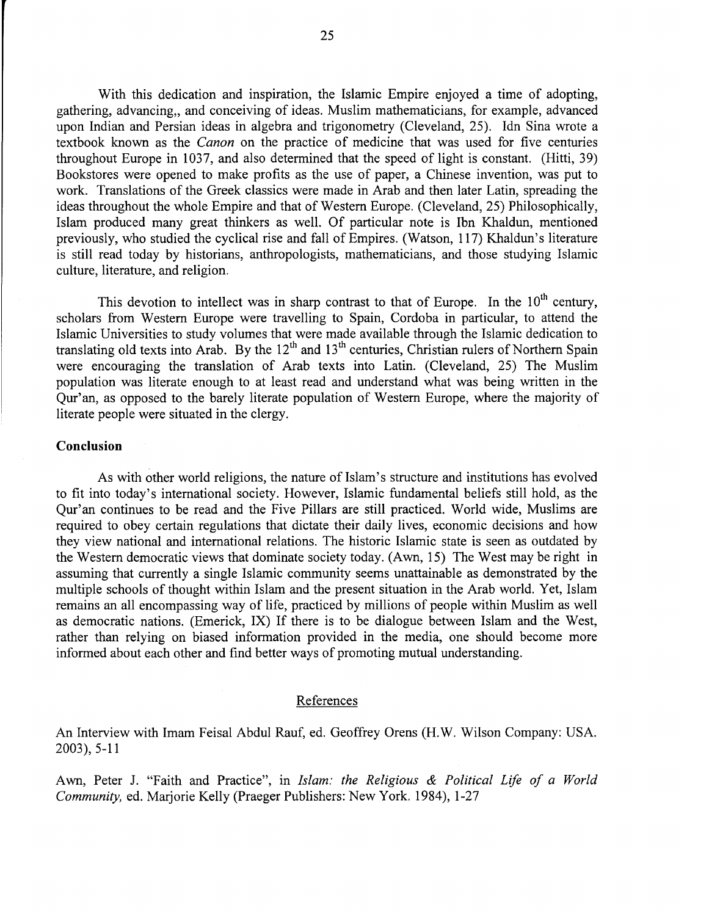With this dedication and inspiration, the Islamic Empire enjoyed a time of adopting, gathering, advancing,, and conceiving of ideas. Muslim mathematicians, for example, advanced upon Indian and Persian ideas in algebra and trigonometry (Cleveland, 25). Idn Sina wrote a textbook known as the *Canon* on the practice of medicine that was used for five centuries throughout Europe in 1037, and also determined that the speed of light is constant. (Hitti, 39) Bookstores were opened to make profits as the use of paper, a Chinese invention, was put to work. Translations of the Greek classics were made in Arab and then later Latin, spreading the ideas throughout the whole Empire and that of Western Europe. (Cleveland, 25) Philosophically, Islam produced many great thinkers as well. Of particular note is Ibn Khaldun, mentioned previously, who studied the cyclical rise and fall of Empires. (Watson, 117) Khaldun's literature is still read today by historians, anthropologists, mathematicians, and those studying Islamic culture, literature, and religion.

This devotion to intellect was in sharp contrast to that of Europe. In the 10th century, scholars from Western Europe were travelling to Spain, Cordoba in particular, to attend the Islamic Universities to study volumes that were made available through the Islamic dedication to translating old texts into Arab. By the 12th and 13th centuries, Christian rulers of Northern Spain were encouraging the translation of Arab texts into Latin. (Cleveland, 25) The Muslim population was literate enough to at least read and understand what was being written in the Qur'an, as opposed to the barely literate population of Western Europe, where the majority of literate people were situated in the clergy.

**Conclusion**

As with other world religions, the nature of Islam's structure and institutions has evolved to fit into today's international society. However, Islamic fundamental beliefs still hold, as the Qur'an continues to be read and the Five Pillars are still practiced. World wide, Muslims are required to obey certain regulations that dictate their daily lives, economic decisions and how they view national and international relations. The historic Islamic state is seen as outdated by the Western democratic views that dominate society today. (Awn, 15) The West may be right in assuming that currently a single Islamic community seems unattainable as demonstrated by the multiple schools of thought within Islam and the present situation in the Arab world. Yet, Islam remains an all encompassing way of life, practiced by millions of people within Muslim as well as democratic nations. (Emerick, IX) If there is to be dialogue between Islam and the West, rather than relying on biased information provided in the media, one should become more informed about each other and find better ways of promoting mutual understanding.

## References

An Interview with Imam Feisal Abdul Rauf, ed. Geoffrey Orens (H.W. Wilson Company: USA. 2003), 5-11

Awn, Peter J. "Faith and Practice", in *Islam: the Religious & Political Life of a World Community,* ed. Marjorie Kelly (Praeger Publishers: New York. 1984), 1-27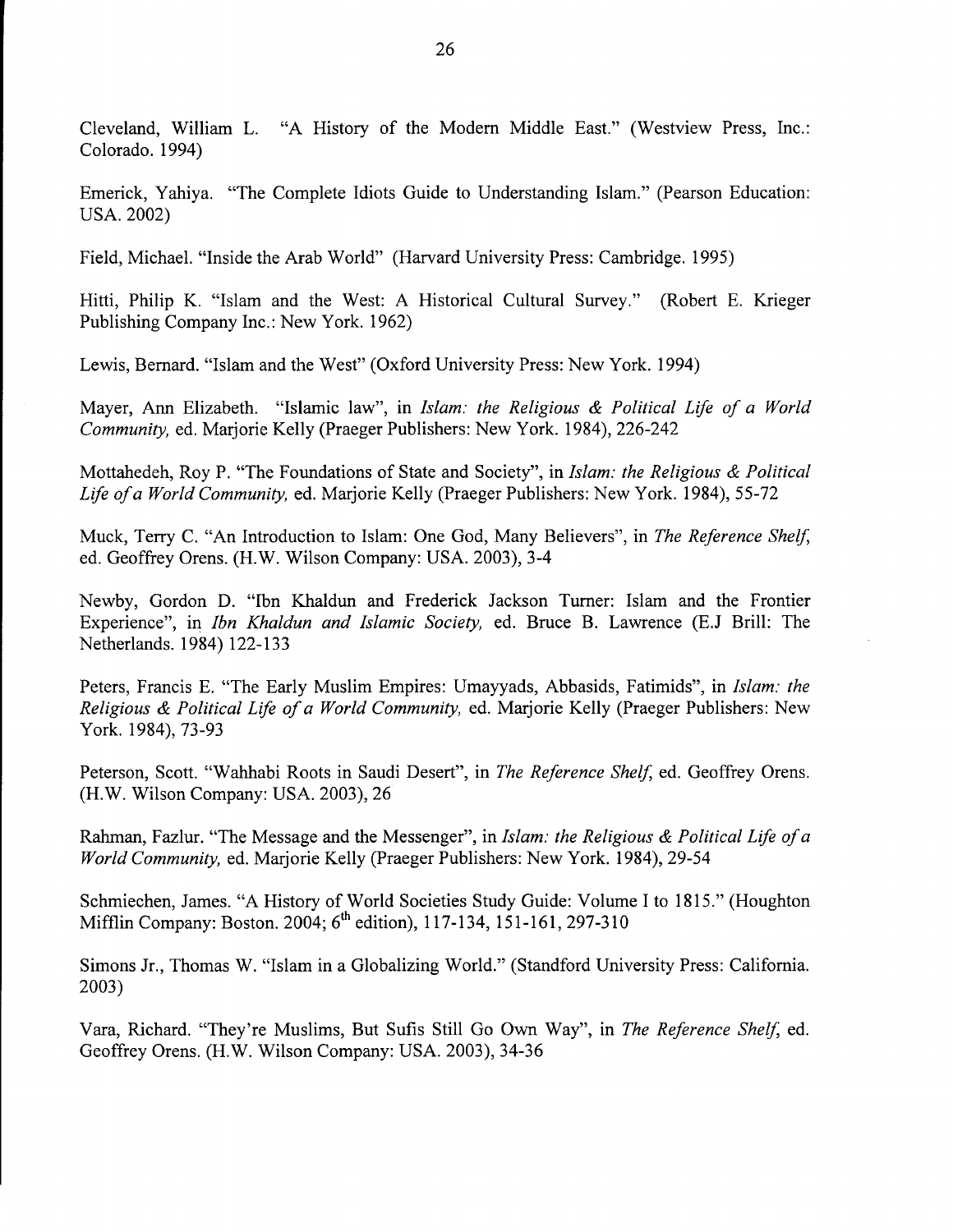Cleveland, William L. "A History of the Modern Middle East." (Westview Press, Inc.: Colorado. 1994)

Emerick, Yahiya. "The Complete Idiots Guide to Understanding Islam." (Pearson Education: USA. 2002)

Field, Michael. "Inside the Arab World" (Harvard University Press: Cambridge. 1995)

Hitti, Philip K. "Islam and the West: A Historical Cultural Survey." (Robert E. Krieger Publishing Company Inc.: New York. 1962)

Lewis, Bernard. "Islam and the West" (Oxford University Press: New York. 1994)

Mayer, Ann Elizabeth. "Islamic law", in *Islam: the Religious & Political Life of a World Community,* ed. Marjorie Kelly (Praeger Publishers: New York. 1984), 226-242

Mottahedeh, Roy P. "The Foundations of State and Society", in *Islam: the Religious & Political Life of a World Community,* ed. Marjorie Kelly (Praeger Publishers: New York. 1984), 55-72

Muck, Terry C. "An Introduction to Islam: One God, Many Believers", in *The Reference Shelf,* ed. Geoffrey Orens. (H.W. Wilson Company: USA. 2003), 3-4

Newby, Gordon D. "Ibn Khaldun and Frederick Jackson Turner: Islam and the Frontier Experience", in *Ibn Khaldun and Islamic Society,* ed. Bruce B. Lawrence (E.J Brill: The Netherlands. 1984) 122-133

Peters, Francis E. "The Early Muslim Empires: Umayyads, Abbasids, Fatimids", in *Islam: the Religious & Political Life of a World Community,* ed. Marjorie Kelly (Praeger Publishers: New York. 1984), 73-93

Peterson, Scott. "Wahhabi Roots in Saudi Desert", in *The Reference Shelf,* ed. Geoffrey Orens. (H.W. Wilson Company: USA. 2003), 26

Rahman, Fazlur. "The Message and the Messenger", in *Islam: the Religious & Political Life of a World Community,* ed. Marjorie Kelly (Praeger Publishers: New York. 1984), 29-54

Schmiechen, James. "A History of World Societies Study Guide: Volume I to 1815." (Houghton Mifflin Company: Boston. 2004; 6th edition), 117-134, 151-161, 297-310

Simons Jr., Thomas W. "Islam in a Globalizing World." (Standford University Press: California. 2003)

Vara, Richard. "They're Muslims, But Sufis Still Go Own Way", in *The Reference Shelf,* ed. Geoffrey Orens. (H.W. Wilson Company: USA. 2003), 34-36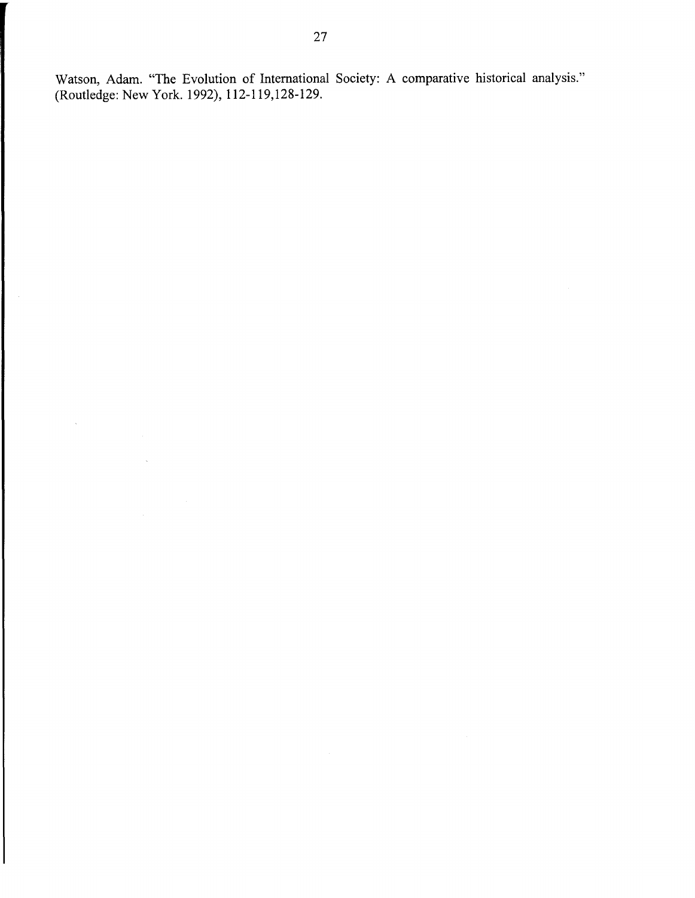Watson, Adam. "The Evolution of International Society: A comparative historical analysis." (Routledge: New York. 1992), 112-119,128-129.